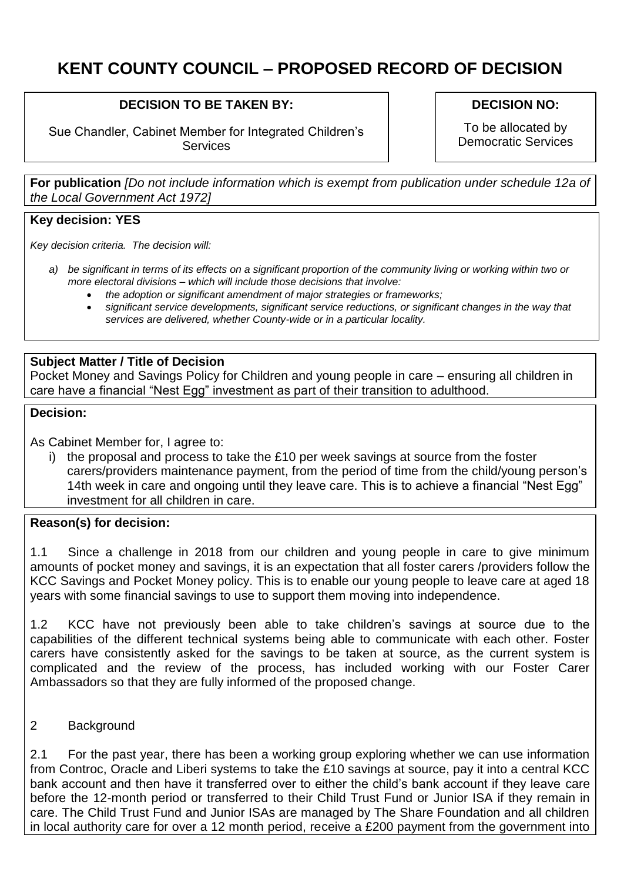# KENT COUNTY COUNCIL – PROPOSED RECORD OF DECISION

| DECISION TO BE TAKEN BY: | DECISION NO: |
| --- | --- |
| Sue Chandler, Cabinet Member for Integrated Children's Services | To be allocated by Democratic Services |

**For publication** *[Do not include information which is exempt from publication under schedule 12a of the Local Government Act 1972]*

**Key decision: YES**

*Key decision criteria. The decision will:*

*a) be significant in terms of its effects on a significant proportion of the community living or working within two or more electoral divisions – which will include those decisions that involve:*
- *the adoption or significant amendment of major strategies or frameworks;*
- *significant service developments, significant service reductions, or significant changes in the way that services are delivered, whether County-wide or in a particular locality.*

**Subject Matter / Title of Decision**

Pocket Money and Savings Policy for Children and young people in care – ensuring all children in care have a financial "Nest Egg" investment as part of their transition to adulthood.

**Decision:**

As Cabinet Member for, I agree to:

i) the proposal and process to take the £10 per week savings at source from the foster carers/providers maintenance payment, from the period of time from the child/young person's 14th week in care and ongoing until they leave care. This is to achieve a financial "Nest Egg" investment for all children in care.

**Reason(s) for decision:**

1.1 Since a challenge in 2018 from our children and young people in care to give minimum amounts of pocket money and savings, it is an expectation that all foster carers /providers follow the KCC Savings and Pocket Money policy. This is to enable our young people to leave care at aged 18 years with some financial savings to use to support them moving into independence.

1.2 KCC have not previously been able to take children's savings at source due to the capabilities of the different technical systems being able to communicate with each other. Foster carers have consistently asked for the savings to be taken at source, as the current system is complicated and the review of the process, has included working with our Foster Carer Ambassadors so that they are fully informed of the proposed change.

2 Background

2.1 For the past year, there has been a working group exploring whether we can use information from Controc, Oracle and Liberi systems to take the £10 savings at source, pay it into a central KCC bank account and then have it transferred over to either the child's bank account if they leave care before the 12-month period or transferred to their Child Trust Fund or Junior ISA if they remain in care. The Child Trust Fund and Junior ISAs are managed by The Share Foundation and all children in local authority care for over a 12 month period, receive a £200 payment from the government into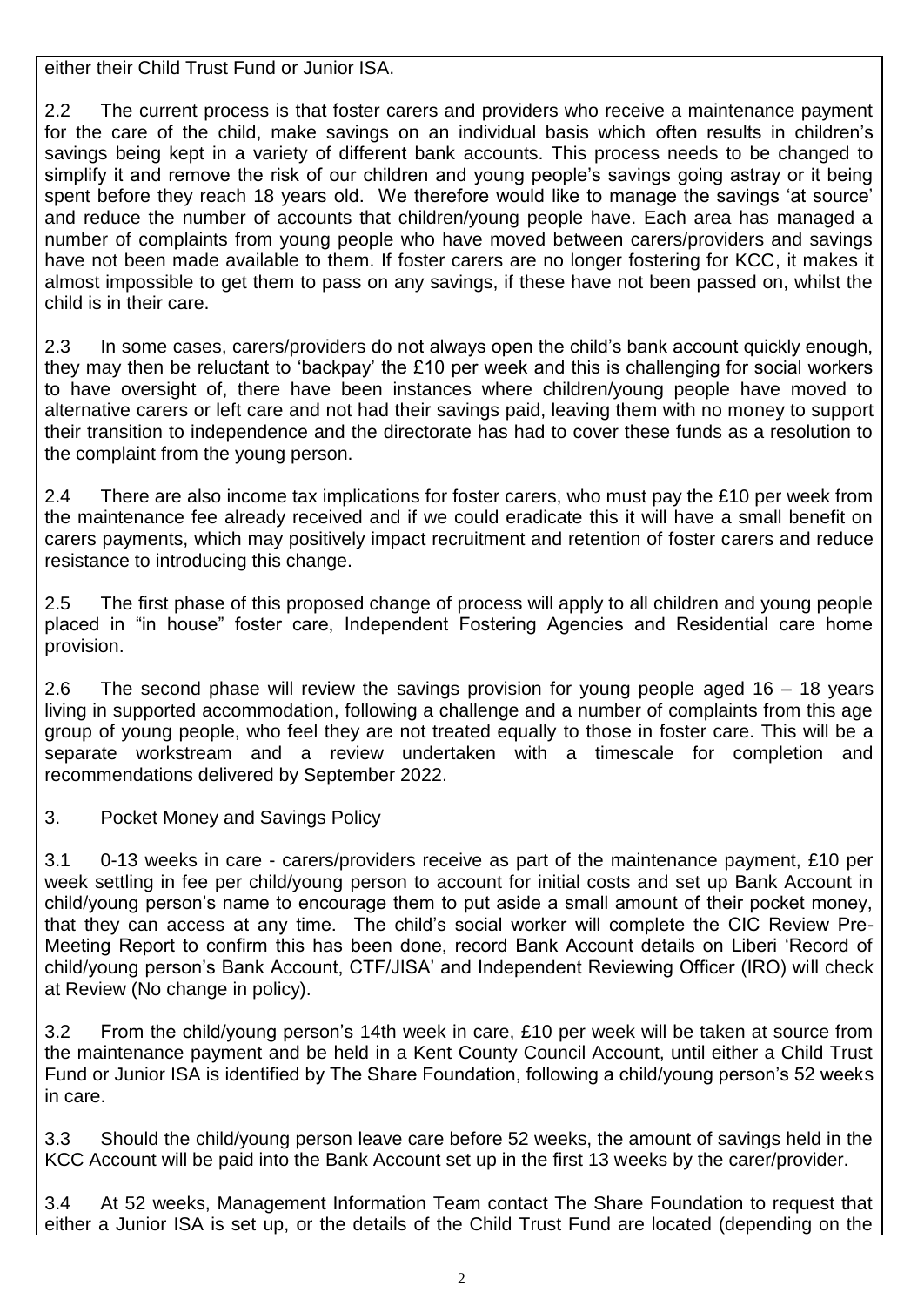either their Child Trust Fund or Junior ISA.

2.2 The current process is that foster carers and providers who receive a maintenance payment for the care of the child, make savings on an individual basis which often results in children's savings being kept in a variety of different bank accounts. This process needs to be changed to simplify it and remove the risk of our children and young people's savings going astray or it being spent before they reach 18 years old. We therefore would like to manage the savings 'at source' and reduce the number of accounts that children/young people have. Each area has managed a number of complaints from young people who have moved between carers/providers and savings have not been made available to them. If foster carers are no longer fostering for KCC, it makes it almost impossible to get them to pass on any savings, if these have not been passed on, whilst the child is in their care.

2.3 In some cases, carers/providers do not always open the child's bank account quickly enough, they may then be reluctant to 'backpay' the £10 per week and this is challenging for social workers to have oversight of, there have been instances where children/young people have moved to alternative carers or left care and not had their savings paid, leaving them with no money to support their transition to independence and the directorate has had to cover these funds as a resolution to the complaint from the young person.

2.4 There are also income tax implications for foster carers, who must pay the £10 per week from the maintenance fee already received and if we could eradicate this it will have a small benefit on carers payments, which may positively impact recruitment and retention of foster carers and reduce resistance to introducing this change.

2.5 The first phase of this proposed change of process will apply to all children and young people placed in "in house" foster care, Independent Fostering Agencies and Residential care home provision.

2.6 The second phase will review the savings provision for young people aged 16 – 18 years living in supported accommodation, following a challenge and a number of complaints from this age group of young people, who feel they are not treated equally to those in foster care. This will be a separate workstream and a review undertaken with a timescale for completion and recommendations delivered by September 2022.

## 3. Pocket Money and Savings Policy

3.1 0-13 weeks in care - carers/providers receive as part of the maintenance payment, £10 per week settling in fee per child/young person to account for initial costs and set up Bank Account in child/young person's name to encourage them to put aside a small amount of their pocket money, that they can access at any time. The child's social worker will complete the CIC Review Pre-Meeting Report to confirm this has been done, record Bank Account details on Liberi 'Record of child/young person's Bank Account, CTF/JISA' and Independent Reviewing Officer (IRO) will check at Review (No change in policy).

3.2 From the child/young person's 14th week in care, £10 per week will be taken at source from the maintenance payment and be held in a Kent County Council Account, until either a Child Trust Fund or Junior ISA is identified by The Share Foundation, following a child/young person's 52 weeks in care.

3.3 Should the child/young person leave care before 52 weeks, the amount of savings held in the KCC Account will be paid into the Bank Account set up in the first 13 weeks by the carer/provider.

3.4 At 52 weeks, Management Information Team contact The Share Foundation to request that either a Junior ISA is set up, or the details of the Child Trust Fund are located (depending on the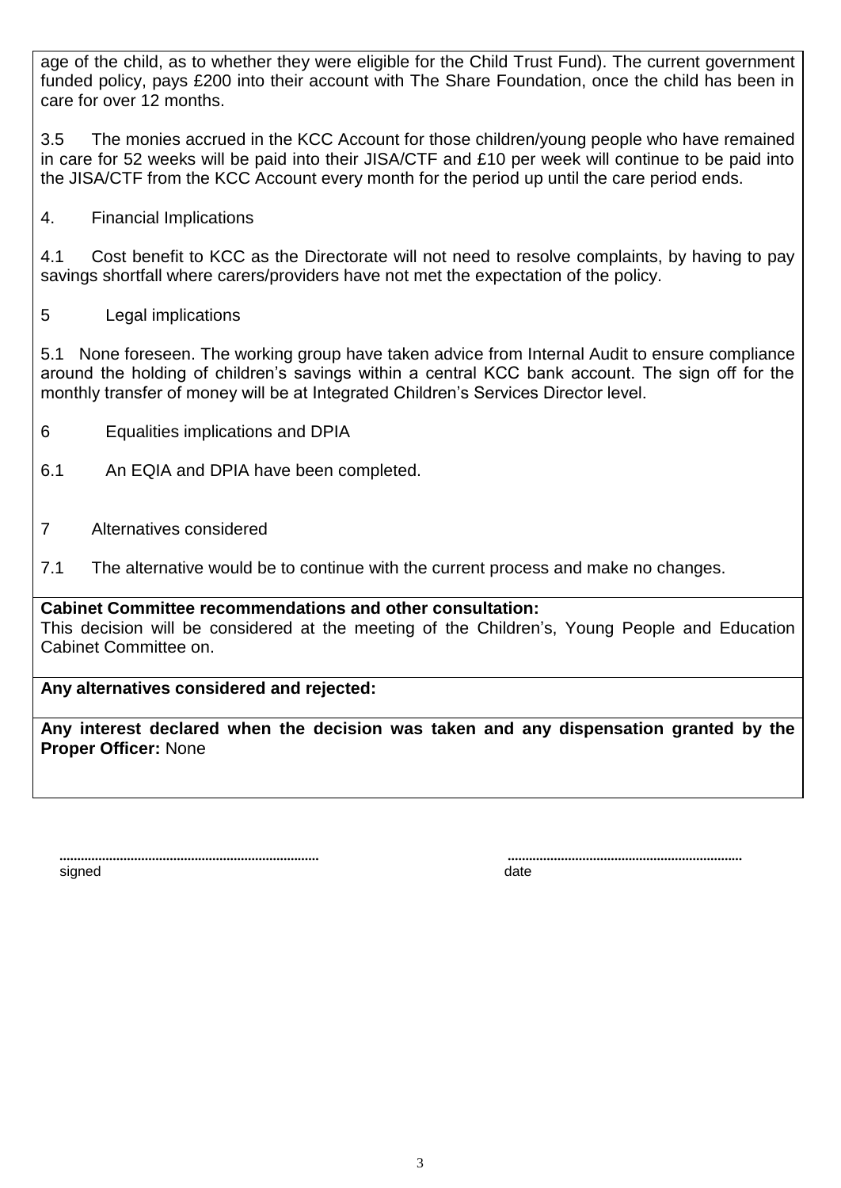age of the child, as to whether they were eligible for the Child Trust Fund). The current government funded policy, pays £200 into their account with The Share Foundation, once the child has been in care for over 12 months.

3.5 The monies accrued in the KCC Account for those children/young people who have remained in care for 52 weeks will be paid into their JISA/CTF and £10 per week will continue to be paid into the JISA/CTF from the KCC Account every month for the period up until the care period ends.

4. Financial Implications

4.1 Cost benefit to KCC as the Directorate will not need to resolve complaints, by having to pay savings shortfall where carers/providers have not met the expectation of the policy.

5 Legal implications

5.1 None foreseen. The working group have taken advice from Internal Audit to ensure compliance around the holding of children's savings within a central KCC bank account. The sign off for the monthly transfer of money will be at Integrated Children's Services Director level.

6 Equalities implications and DPIA

6.1 An EQIA and DPIA have been completed.

7 Alternatives considered

7.1 The alternative would be to continue with the current process and make no changes.

**Cabinet Committee recommendations and other consultation:**
This decision will be considered at the meeting of the Children's, Young People and Education Cabinet Committee on.

**Any alternatives considered and rejected:**

**Any interest declared when the decision was taken and any dispensation granted by the Proper Officer:** None

........................................................................
signed

.................................................................
date